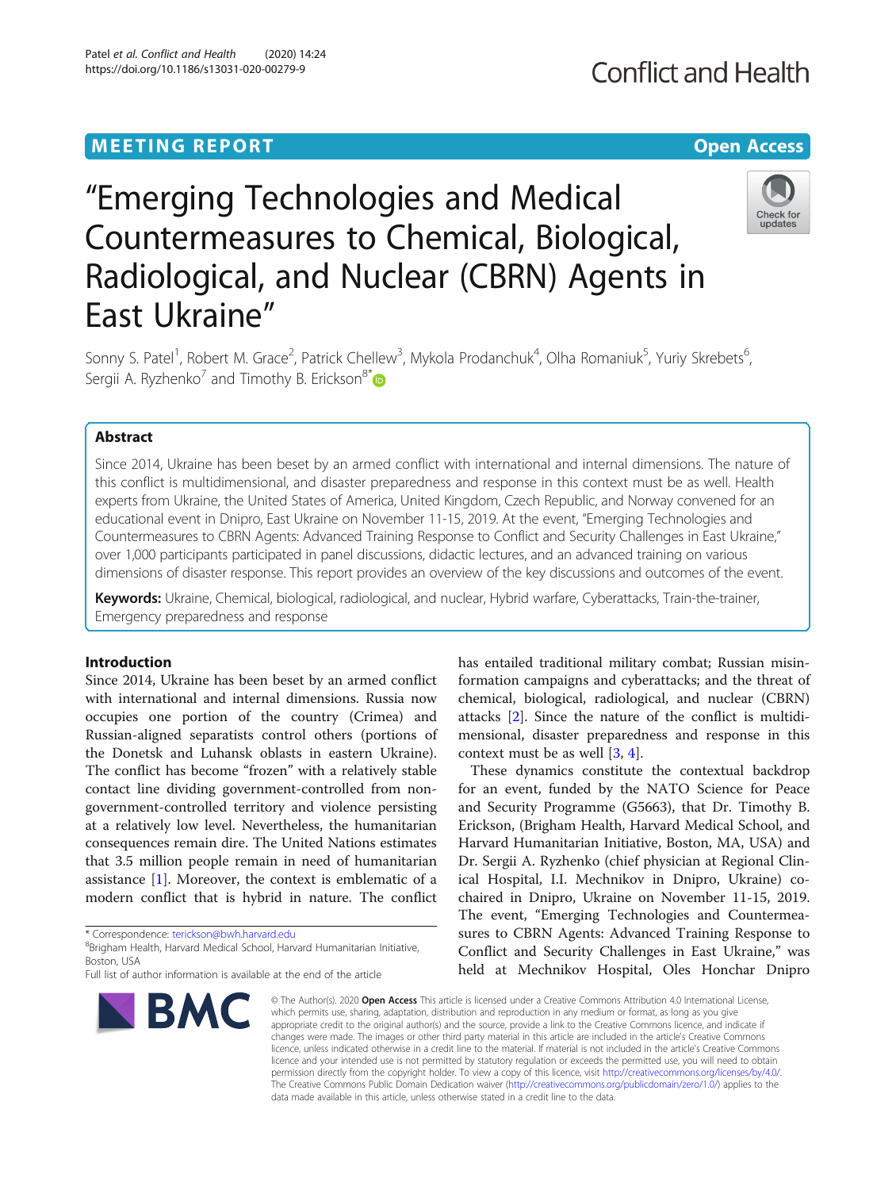MEETING REPORT

Open Access

# "Emerging Technologies and Medical Countermeasures to Chemical, Biological, Radiological, and Nuclear (CBRN) Agents in East Ukraine"

Sonny S. Patel[1], Robert M. Grace[2], Patrick Chellew[3], Mykola Prodanchuk[4], Olha Romaniuk[5], Yuriy Skrebets[6], Sergii A. Ryzhenko[7] and Timothy B. Erickson[8*]

## Abstract

Since 2014, Ukraine has been beset by an armed conflict with international and internal dimensions. The nature of this conflict is multidimensional, and disaster preparedness and response in this context must be as well. Health experts from Ukraine, the United States of America, United Kingdom, Czech Republic, and Norway convened for an educational event in Dnipro, East Ukraine on November 11-15, 2019. At the event, "Emerging Technologies and Countermeasures to CBRN Agents: Advanced Training Response to Conflict and Security Challenges in East Ukraine," over 1,000 participants participated in panel discussions, didactic lectures, and an advanced training on various dimensions of disaster response. This report provides an overview of the key discussions and outcomes of the event.

**Keywords:** Ukraine, Chemical, biological, radiological, and nuclear, Hybrid warfare, Cyberattacks, Train-the-trainer, Emergency preparedness and response

## Introduction

Since 2014, Ukraine has been beset by an armed conflict with international and internal dimensions. Russia now occupies one portion of the country (Crimea) and Russian-aligned separatists control others (portions of the Donetsk and Luhansk oblasts in eastern Ukraine). The conflict has become "frozen" with a relatively stable contact line dividing government-controlled from non-government-controlled territory and violence persisting at a relatively low level. Nevertheless, the humanitarian consequences remain dire. The United Nations estimates that 3.5 million people remain in need of humanitarian assistance [1]. Moreover, the context is emblematic of a modern conflict that is hybrid in nature. The conflict has entailed traditional military combat; Russian misinformation campaigns and cyberattacks; and the threat of chemical, biological, radiological, and nuclear (CBRN) attacks [2]. Since the nature of the conflict is multidimensional, disaster preparedness and response in this context must be as well [3, 4].

These dynamics constitute the contextual backdrop for an event, funded by the NATO Science for Peace and Security Programme (G5663), that Dr. Timothy B. Erickson, (Brigham Health, Harvard Medical School, and Harvard Humanitarian Initiative, Boston, MA, USA) and Dr. Sergii A. Ryzhenko (chief physician at Regional Clinical Hospital, I.I. Mechnikov in Dnipro, Ukraine) co-chaired in Dnipro, Ukraine on November 11-15, 2019. The event, "Emerging Technologies and Countermeasures to CBRN Agents: Advanced Training Response to Conflict and Security Challenges in East Ukraine," was held at Mechnikov Hospital, Oles Honchar Dnipro

\* Correspondence: terickson@bwh.harvard.edu
[8] Brigham Health, Harvard Medical School, Harvard Humanitarian Initiative, Boston, USA
Full list of author information is available at the end of the article

© The Author(s). 2020 **Open Access** This article is licensed under a Creative Commons Attribution 4.0 International License, which permits use, sharing, adaptation, distribution and reproduction in any medium or format, as long as you give appropriate credit to the original author(s) and the source, provide a link to the Creative Commons licence, and indicate if changes were made. The images or other third party material in this article are included in the article's Creative Commons licence, unless indicated otherwise in a credit line to the material. If material is not included in the article's Creative Commons licence and your intended use is not permitted by statutory regulation or exceeds the permitted use, you will need to obtain permission directly from the copyright holder. To view a copy of this licence, visit http://creativecommons.org/licenses/by/4.0/. The Creative Commons Public Domain Dedication waiver (http://creativecommons.org/publicdomain/zero/1.0/) applies to the data made available in this article, unless otherwise stated in a credit line to the data.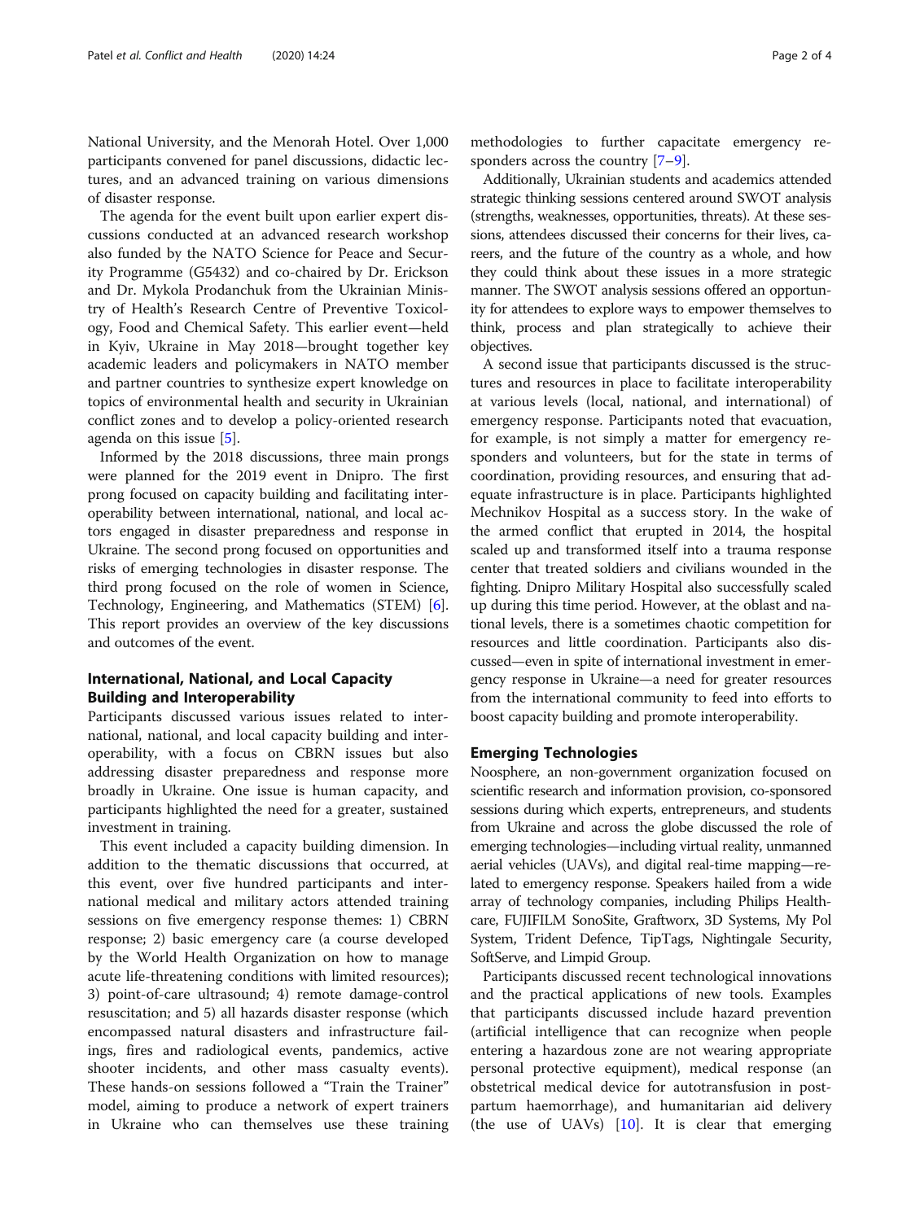National University, and the Menorah Hotel. Over 1,000 participants convened for panel discussions, didactic lectures, and an advanced training on various dimensions of disaster response.

The agenda for the event built upon earlier expert discussions conducted at an advanced research workshop also funded by the NATO Science for Peace and Security Programme (G5432) and co-chaired by Dr. Erickson and Dr. Mykola Prodanchuk from the Ukrainian Ministry of Health's Research Centre of Preventive Toxicology, Food and Chemical Safety. This earlier event—held in Kyiv, Ukraine in May 2018—brought together key academic leaders and policymakers in NATO member and partner countries to synthesize expert knowledge on topics of environmental health and security in Ukrainian conflict zones and to develop a policy-oriented research agenda on this issue [5].

Informed by the 2018 discussions, three main prongs were planned for the 2019 event in Dnipro. The first prong focused on capacity building and facilitating interoperability between international, national, and local actors engaged in disaster preparedness and response in Ukraine. The second prong focused on opportunities and risks of emerging technologies in disaster response. The third prong focused on the role of women in Science, Technology, Engineering, and Mathematics (STEM) [6]. This report provides an overview of the key discussions and outcomes of the event.

## International, National, and Local Capacity Building and Interoperability

Participants discussed various issues related to international, national, and local capacity building and interoperability, with a focus on CBRN issues but also addressing disaster preparedness and response more broadly in Ukraine. One issue is human capacity, and participants highlighted the need for a greater, sustained investment in training.

This event included a capacity building dimension. In addition to the thematic discussions that occurred, at this event, over five hundred participants and international medical and military actors attended training sessions on five emergency response themes: 1) CBRN response; 2) basic emergency care (a course developed by the World Health Organization on how to manage acute life-threatening conditions with limited resources); 3) point-of-care ultrasound; 4) remote damage-control resuscitation; and 5) all hazards disaster response (which encompassed natural disasters and infrastructure failings, fires and radiological events, pandemics, active shooter incidents, and other mass casualty events). These hands-on sessions followed a "Train the Trainer" model, aiming to produce a network of expert trainers in Ukraine who can themselves use these training methodologies to further capacitate emergency responders across the country [7–9].

Additionally, Ukrainian students and academics attended strategic thinking sessions centered around SWOT analysis (strengths, weaknesses, opportunities, threats). At these sessions, attendees discussed their concerns for their lives, careers, and the future of the country as a whole, and how they could think about these issues in a more strategic manner. The SWOT analysis sessions offered an opportunity for attendees to explore ways to empower themselves to think, process and plan strategically to achieve their objectives.

A second issue that participants discussed is the structures and resources in place to facilitate interoperability at various levels (local, national, and international) of emergency response. Participants noted that evacuation, for example, is not simply a matter for emergency responders and volunteers, but for the state in terms of coordination, providing resources, and ensuring that adequate infrastructure is in place. Participants highlighted Mechnikov Hospital as a success story. In the wake of the armed conflict that erupted in 2014, the hospital scaled up and transformed itself into a trauma response center that treated soldiers and civilians wounded in the fighting. Dnipro Military Hospital also successfully scaled up during this time period. However, at the oblast and national levels, there is a sometimes chaotic competition for resources and little coordination. Participants also discussed—even in spite of international investment in emergency response in Ukraine—a need for greater resources from the international community to feed into efforts to boost capacity building and promote interoperability.

## Emerging Technologies

Noosphere, an non-government organization focused on scientific research and information provision, co-sponsored sessions during which experts, entrepreneurs, and students from Ukraine and across the globe discussed the role of emerging technologies—including virtual reality, unmanned aerial vehicles (UAVs), and digital real-time mapping—related to emergency response. Speakers hailed from a wide array of technology companies, including Philips Healthcare, FUJIFILM SonoSite, Graftworx, 3D Systems, My Pol System, Trident Defence, TipTags, Nightingale Security, SoftServe, and Limpid Group.

Participants discussed recent technological innovations and the practical applications of new tools. Examples that participants discussed include hazard prevention (artificial intelligence that can recognize when people entering a hazardous zone are not wearing appropriate personal protective equipment), medical response (an obstetrical medical device for autotransfusion in postpartum haemorrhage), and humanitarian aid delivery (the use of UAVs) [10]. It is clear that emerging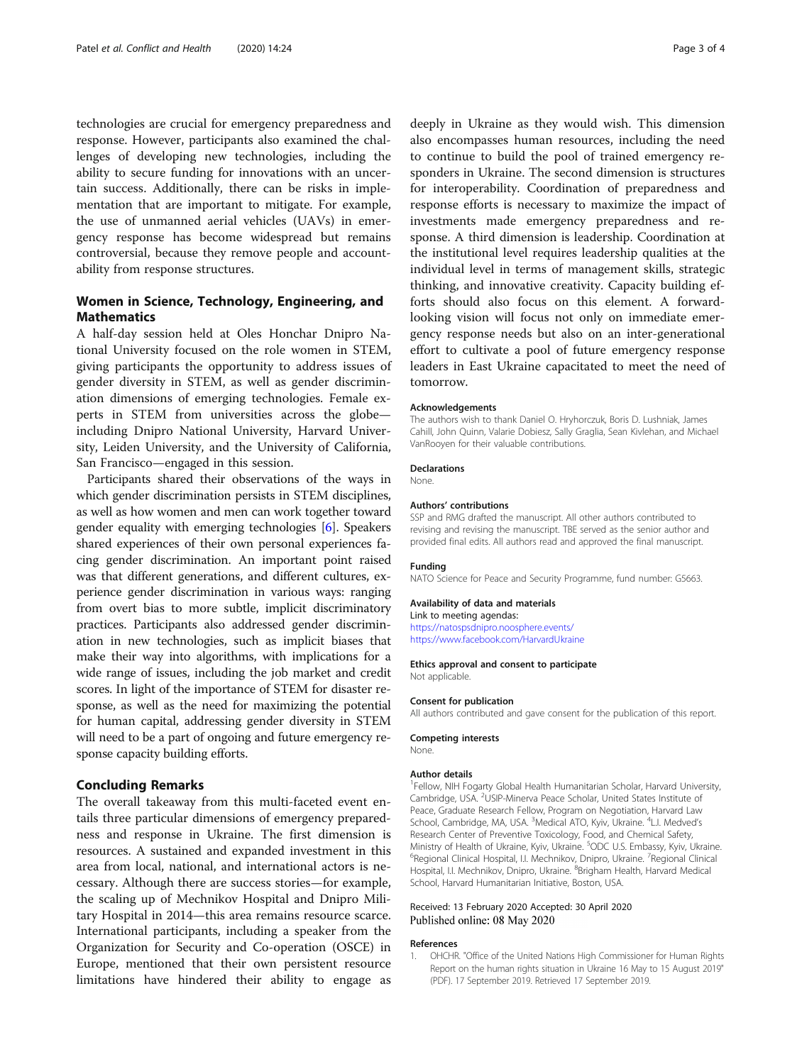technologies are crucial for emergency preparedness and response. However, participants also examined the challenges of developing new technologies, including the ability to secure funding for innovations with an uncertain success. Additionally, there can be risks in implementation that are important to mitigate. For example, the use of unmanned aerial vehicles (UAVs) in emergency response has become widespread but remains controversial, because they remove people and accountability from response structures.

## Women in Science, Technology, Engineering, and Mathematics

A half-day session held at Oles Honchar Dnipro National University focused on the role women in STEM, giving participants the opportunity to address issues of gender diversity in STEM, as well as gender discrimination dimensions of emerging technologies. Female experts in STEM from universities across the globe—including Dnipro National University, Harvard University, Leiden University, and the University of California, San Francisco—engaged in this session.

Participants shared their observations of the ways in which gender discrimination persists in STEM disciplines, as well as how women and men can work together toward gender equality with emerging technologies [6]. Speakers shared experiences of their own personal experiences facing gender discrimination. An important point raised was that different generations, and different cultures, experience gender discrimination in various ways: ranging from overt bias to more subtle, implicit discriminatory practices. Participants also addressed gender discrimination in new technologies, such as implicit biases that make their way into algorithms, with implications for a wide range of issues, including the job market and credit scores. In light of the importance of STEM for disaster response, as well as the need for maximizing the potential for human capital, addressing gender diversity in STEM will need to be a part of ongoing and future emergency response capacity building efforts.

## Concluding Remarks

The overall takeaway from this multi-faceted event entails three particular dimensions of emergency preparedness and response in Ukraine. The first dimension is resources. A sustained and expanded investment in this area from local, national, and international actors is necessary. Although there are success stories—for example, the scaling up of Mechnikov Hospital and Dnipro Military Hospital in 2014—this area remains resource scarce. International participants, including a speaker from the Organization for Security and Co-operation (OSCE) in Europe, mentioned that their own persistent resource limitations have hindered their ability to engage as deeply in Ukraine as they would wish. This dimension also encompasses human resources, including the need to continue to build the pool of trained emergency responders in Ukraine. The second dimension is structures for interoperability. Coordination of preparedness and response efforts is necessary to maximize the impact of investments made emergency preparedness and response. A third dimension is leadership. Coordination at the institutional level requires leadership qualities at the individual level in terms of management skills, strategic thinking, and innovative creativity. Capacity building efforts should also focus on this element. A forward-looking vision will focus not only on immediate emergency response needs but also on an inter-generational effort to cultivate a pool of future emergency response leaders in East Ukraine capacitated to meet the need of tomorrow.

#### Acknowledgements

The authors wish to thank Daniel O. Hryhorczuk, Boris D. Lushniak, James Cahill, John Quinn, Valarie Dobiesz, Sally Graglia, Sean Kivlehan, and Michael VanRooyen for their valuable contributions.

#### Declarations

None.

#### Authors' contributions

SSP and RMG drafted the manuscript. All other authors contributed to revising and revising the manuscript. TBE served as the senior author and provided final edits. All authors read and approved the final manuscript.

#### Funding

NATO Science for Peace and Security Programme, fund number: G5663.

#### Availability of data and materials

Link to meeting agendas:
https://natospsdnipro.noosphere.events/
https://www.facebook.com/HarvardUkraine

#### Ethics approval and consent to participate

Not applicable.

#### Consent for publication

All authors contributed and gave consent for the publication of this report.

#### Competing interests

None.

#### Author details

[1]Fellow, NIH Fogarty Global Health Humanitarian Scholar, Harvard University, Cambridge, USA. [2]USIP-Minerva Peace Scholar, United States Institute of Peace, Graduate Research Fellow, Program on Negotiation, Harvard Law School, Cambridge, MA, USA. [3]Medical ATO, Kyiv, Ukraine. [4]L.I. Medved's Research Center of Preventive Toxicology, Food, and Chemical Safety, Ministry of Health of Ukraine, Kyiv, Ukraine. [5]ODC U.S. Embassy, Kyiv, Ukraine. [6]Regional Clinical Hospital, I.I. Mechnikov, Dnipro, Ukraine. [7]Regional Clinical Hospital, I.I. Mechnikov, Dnipro, Ukraine. [8]Brigham Health, Harvard Medical School, Harvard Humanitarian Initiative, Boston, USA.

Received: 13 February 2020 Accepted: 30 April 2020
Published online: 08 May 2020

#### References

1. OHCHR. "Office of the United Nations High Commissioner for Human Rights Report on the human rights situation in Ukraine 16 May to 15 August 2019" (PDF). 17 September 2019. Retrieved 17 September 2019.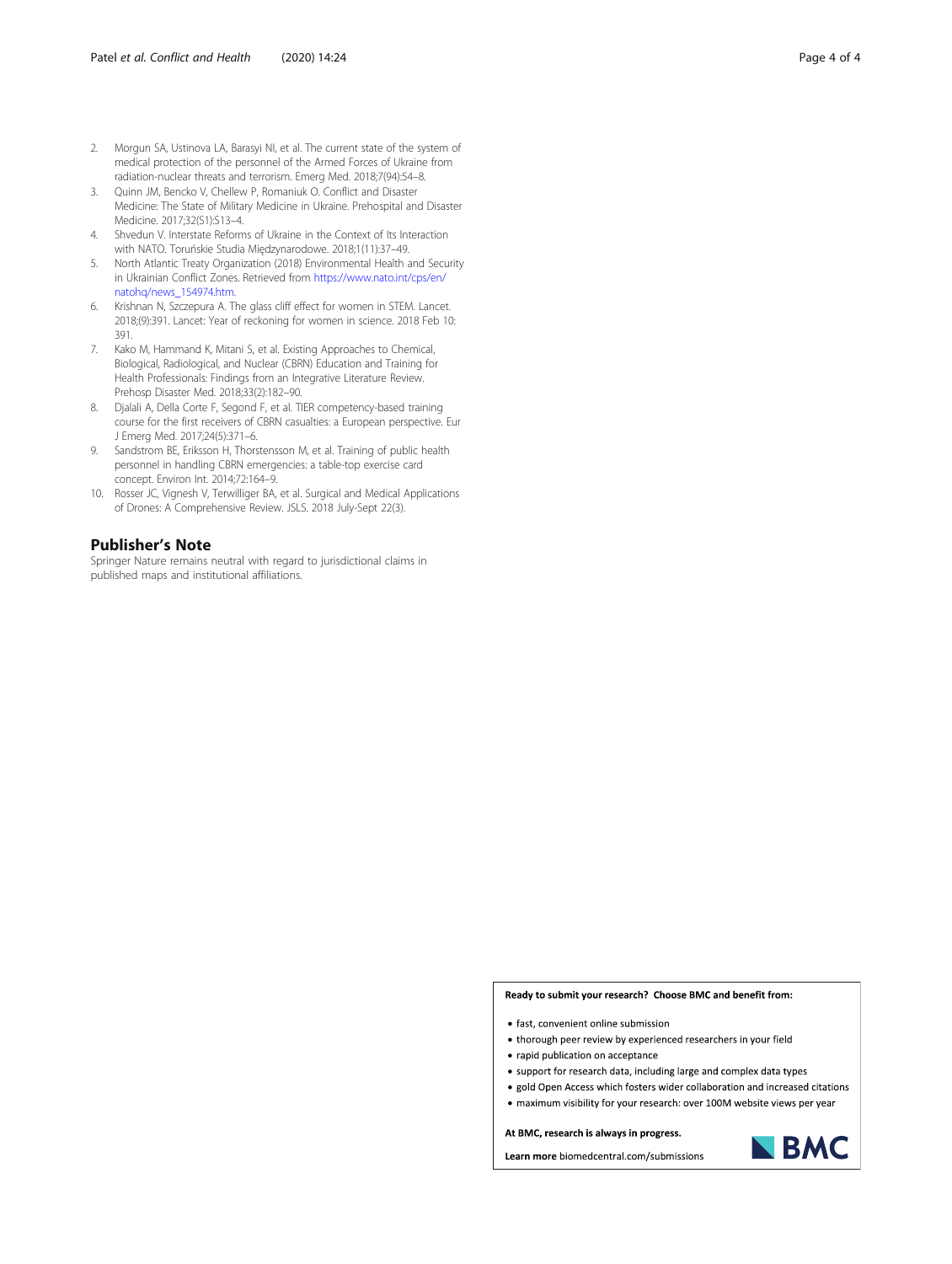2. Morgun SA, Ustinova LA, Barasyi NI, et al. The current state of the system of medical protection of the personnel of the Armed Forces of Ukraine from radiation-nuclear threats and terrorism. Emerg Med. 2018;7(94):54–8.
3. Quinn JM, Bencko V, Chellew P, Romaniuk O. Conflict and Disaster Medicine: The State of Military Medicine in Ukraine. Prehospital and Disaster Medicine. 2017;32(S1):S13–4.
4. Shvedun V. Interstate Reforms of Ukraine in the Context of Its Interaction with NATO. Toruńskie Studia Międzynarodowe. 2018;1(11):37–49.
5. North Atlantic Treaty Organization (2018) Environmental Health and Security in Ukrainian Conflict Zones. Retrieved from https://www.nato.int/cps/en/natohq/news_154974.htm.
6. Krishnan N, Szczepura A. The glass cliff effect for women in STEM. Lancet. 2018;(9):391. Lancet: Year of reckoning for women in science. 2018 Feb 10: 391.
7. Kako M, Hammand K, Mitani S, et al. Existing Approaches to Chemical, Biological, Radiological, and Nuclear (CBRN) Education and Training for Health Professionals: Findings from an Integrative Literature Review. Prehosp Disaster Med. 2018;33(2):182–90.
8. Djalali A, Della Corte F, Segond F, et al. TIER competency-based training course for the first receivers of CBRN casualties: a European perspective. Eur J Emerg Med. 2017;24(5):371–6.
9. Sandstrom BE, Eriksson H, Thorstensson M, et al. Training of public health personnel in handling CBRN emergencies: a table-top exercise card concept. Environ Int. 2014;72:164–9.
10. Rosser JC, Vignesh V, Terwilliger BA, et al. Surgical and Medical Applications of Drones: A Comprehensive Review. JSLS. 2018 July-Sept 22(3).

## Publisher's Note

Springer Nature remains neutral with regard to jurisdictional claims in published maps and institutional affiliations.

**Ready to submit your research? Choose BMC and benefit from:**

- fast, convenient online submission
- thorough peer review by experienced researchers in your field
- rapid publication on acceptance
- support for research data, including large and complex data types
- gold Open Access which fosters wider collaboration and increased citations
- maximum visibility for your research: over 100M website views per year

**At BMC, research is always in progress.**

**Learn more** biomedcentral.com/submissions

BMC